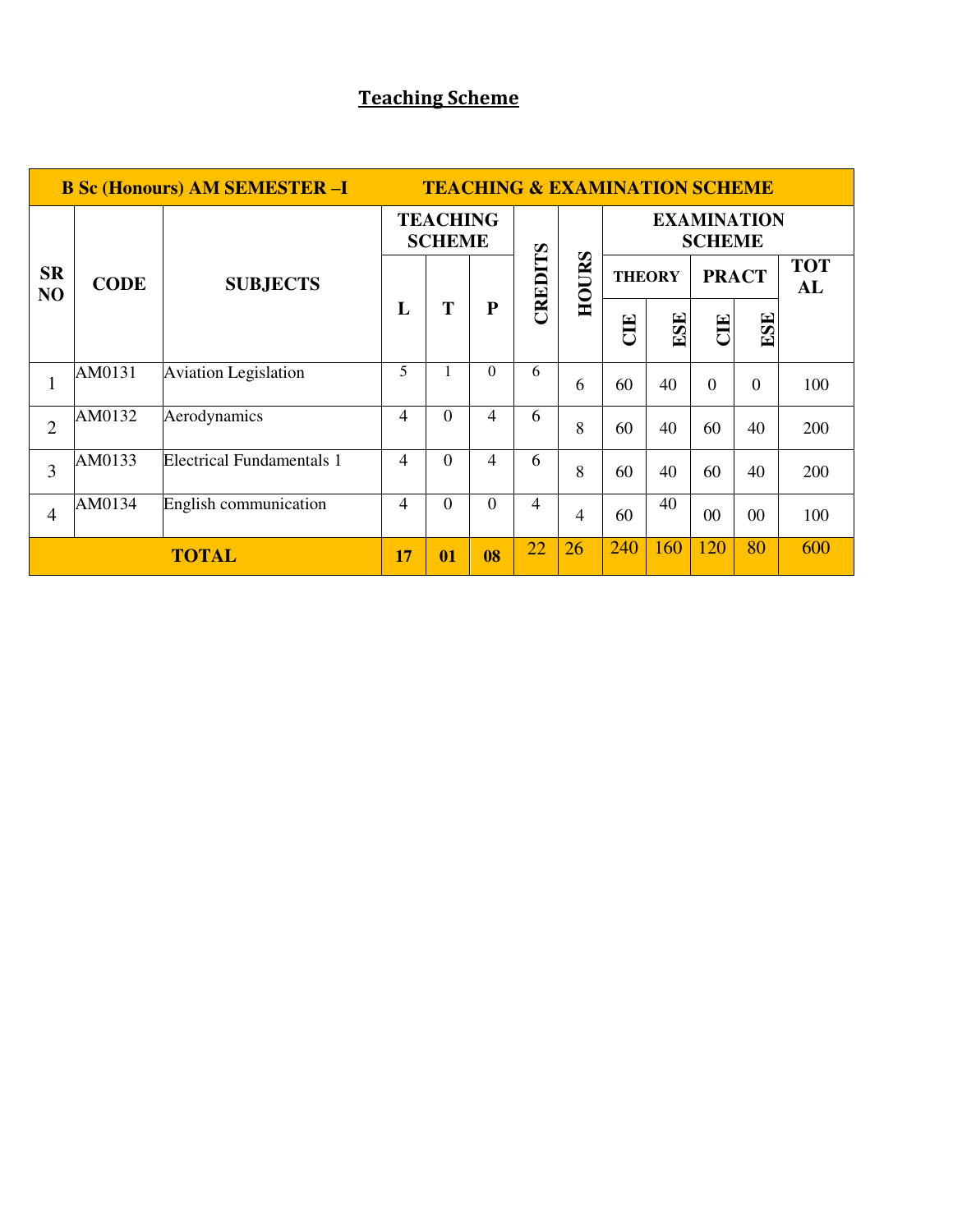## Teaching Scheme

| B Sc (Honours) AM SEMESTER –I | | | TEACHING & EXAMINATION SCHEME | | | | | | | | | |
|---|---|---|---|---|---|---|---|---|---|---|---|---|
| SR NO | CODE | SUBJECTS | TEACHING SCHEME | | | CREDITS | HOURS | EXAMINATION SCHEME | | | | |
| | | | L | T | P | | | THEORY | | PRACT | | TOTAL |
| | | | | | | | | CIE | ESE | CIE | ESE | |
| 1 | AM0131 | Aviation Legislation | 5 | 1 | 0 | 6 | 6 | 60 | 40 | 0 | 0 | 100 |
| 2 | AM0132 | Aerodynamics | 4 | 0 | 4 | 6 | 8 | 60 | 40 | 60 | 40 | 200 |
| 3 | AM0133 | Electrical Fundamentals 1 | 4 | 0 | 4 | 6 | 8 | 60 | 40 | 60 | 40 | 200 |
| 4 | AM0134 | English communication | 4 | 0 | 0 | 4 | 4 | 60 | 40 | 00 | 00 | 100 |
| **TOTAL** | | | **17** | **01** | **08** | 22 | 26 | 240 | 160 | 120 | 80 | 600 |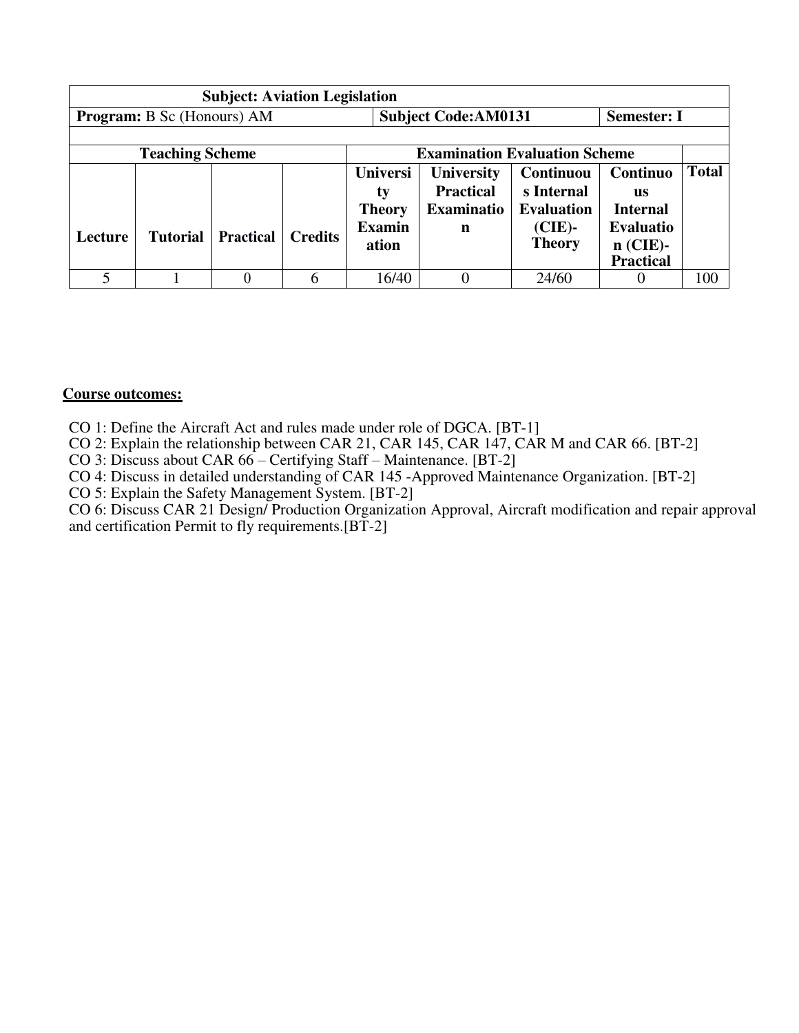| Subject: Aviation Legislation | | | | | | | | |
|---|---|---|---|---|---|---|---|---|
| **Program:** B Sc (Honours) AM | | | | | **Subject Code:AM0131** | | **Semester: I** | |
| | | | | | | | | |
| **Teaching Scheme** | | | | **Examination Evaluation Scheme** | | | | |
| **Lecture** | **Tutorial** | **Practical** | **Credits** | **University Theory Examination** | **University Practical Examination** | **Continuous Internal Evaluation (CIE)- Theory** | **Continuous Internal Evaluation (CIE)- Practical** | **Total** |
| 5 | 1 | 0 | 6 | 16/40 | 0 | 24/60 | 0 | 100 |

**Course outcomes:**

CO 1: Define the Aircraft Act and rules made under role of DGCA. [BT-1]
CO 2: Explain the relationship between CAR 21, CAR 145, CAR 147, CAR M and CAR 66. [BT-2]
CO 3: Discuss about CAR 66 – Certifying Staff – Maintenance. [BT-2]
CO 4: Discuss in detailed understanding of CAR 145 -Approved Maintenance Organization. [BT-2]
CO 5: Explain the Safety Management System. [BT-2]
CO 6: Discuss CAR 21 Design/ Production Organization Approval, Aircraft modification and repair approval and certification Permit to fly requirements.[BT-2]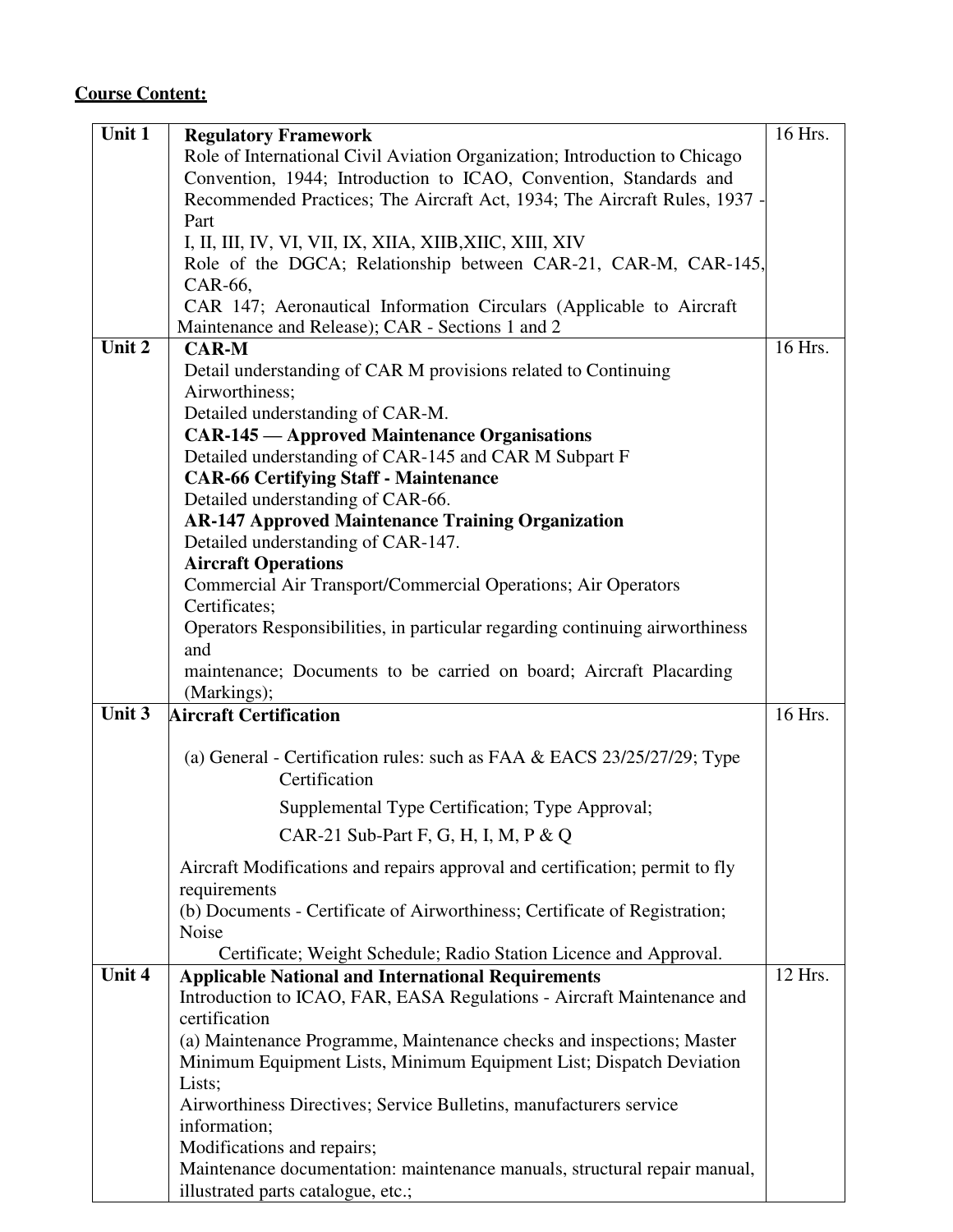**Course Content:**

| Unit 1 | **Regulatory Framework**<br>Role of International Civil Aviation Organization; Introduction to Chicago Convention, 1944; Introduction to ICAO, Convention, Standards and Recommended Practices; The Aircraft Act, 1934; The Aircraft Rules, 1937 - Part<br>I, II, III, IV, VI, VII, IX, XIIA, XIIB,XIIC, XIII, XIV<br>Role of the DGCA; Relationship between CAR-21, CAR-M, CAR-145, CAR-66,<br>CAR 147; Aeronautical Information Circulars (Applicable to Aircraft Maintenance and Release); CAR - Sections 1 and 2 | 16 Hrs. |
|---|---|---|
| Unit 2 | **CAR-M**<br>Detail understanding of CAR M provisions related to Continuing Airworthiness;<br>Detailed understanding of CAR-M.<br>**CAR-145 — Approved Maintenance Organisations**<br>Detailed understanding of CAR-145 and CAR M Subpart F<br>**CAR-66 Certifying Staff - Maintenance**<br>Detailed understanding of CAR-66.<br>**AR-147 Approved Maintenance Training Organization**<br>Detailed understanding of CAR-147.<br>**Aircraft Operations**<br>Commercial Air Transport/Commercial Operations; Air Operators Certificates;<br>Operators Responsibilities, in particular regarding continuing airworthiness and<br>maintenance; Documents to be carried on board; Aircraft Placarding (Markings); | 16 Hrs. |
| Unit 3 | **Aircraft Certification**<br>(a) General - Certification rules: such as FAA & EACS 23/25/27/29; Type Certification<br>Supplemental Type Certification; Type Approval;<br>CAR-21 Sub-Part F, G, H, I, M, P & Q<br>Aircraft Modifications and repairs approval and certification; permit to fly requirements<br>(b) Documents - Certificate of Airworthiness; Certificate of Registration; Noise<br>Certificate; Weight Schedule; Radio Station Licence and Approval. | 16 Hrs. |
| Unit 4 | **Applicable National and International Requirements**<br>Introduction to ICAO, FAR, EASA Regulations - Aircraft Maintenance and certification<br>(a) Maintenance Programme, Maintenance checks and inspections; Master Minimum Equipment Lists, Minimum Equipment List; Dispatch Deviation Lists;<br>Airworthiness Directives; Service Bulletins, manufacturers service information;<br>Modifications and repairs;<br>Maintenance documentation: maintenance manuals, structural repair manual, illustrated parts catalogue, etc.; | 12 Hrs. |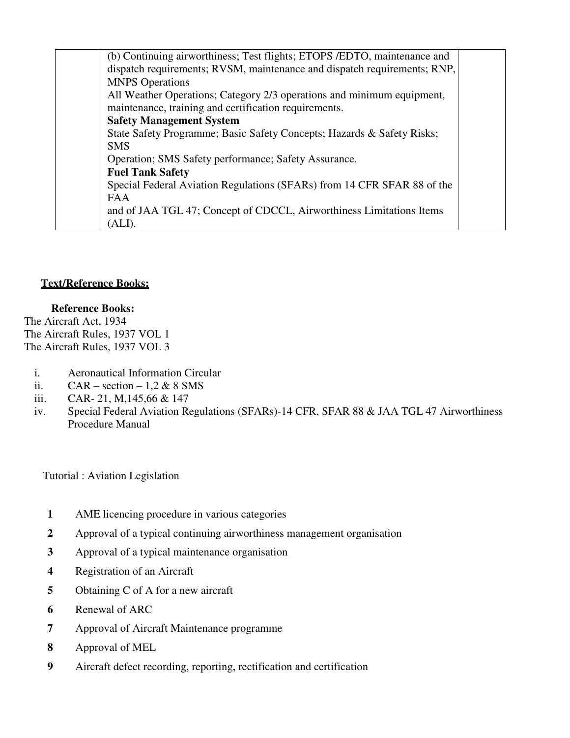|  | (b) Continuing airworthiness; Test flights; ETOPS /EDTO, maintenance and dispatch requirements; RVSM, maintenance and dispatch requirements; RNP, MNPS Operations<br>All Weather Operations; Category 2/3 operations and minimum equipment, maintenance, training and certification requirements.<br>**Safety Management System**<br>State Safety Programme; Basic Safety Concepts; Hazards & Safety Risks; SMS<br>Operation; SMS Safety performance; Safety Assurance.<br>**Fuel Tank Safety**<br>Special Federal Aviation Regulations (SFARs) from 14 CFR SFAR 88 of the FAA<br>and of JAA TGL 47; Concept of CDCCL, Airworthiness Limitations Items (ALI). |  |
|---|---|---|

**Text/Reference Books:**

**Reference Books:**

The Aircraft Act, 1934
The Aircraft Rules, 1937 VOL 1
The Aircraft Rules, 1937 VOL 3

i. Aeronautical Information Circular
ii. CAR – section – 1,2 & 8 SMS
iii. CAR- 21, M,145,66 & 147
iv. Special Federal Aviation Regulations (SFARs)-14 CFR, SFAR 88 & JAA TGL 47 Airworthiness Procedure Manual

Tutorial : Aviation Legislation

**1** AME licencing procedure in various categories

**2** Approval of a typical continuing airworthiness management organisation

**3** Approval of a typical maintenance organisation

**4** Registration of an Aircraft

**5** Obtaining C of A for a new aircraft

**6** Renewal of ARC

**7** Approval of Aircraft Maintenance programme

**8** Approval of MEL

**9** Aircraft defect recording, reporting, rectification and certification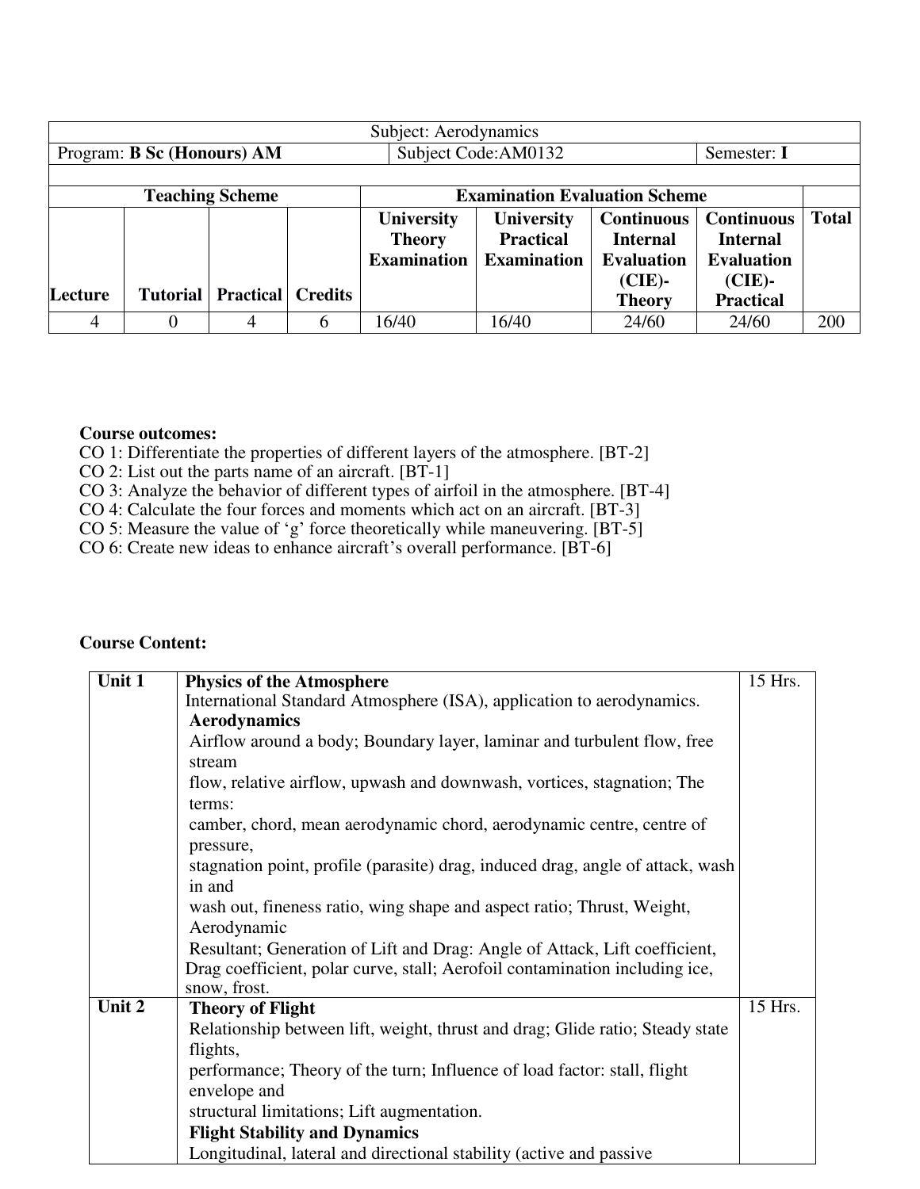| Subject: Aerodynamics | | | | | | | | |
|---|---|---|---|---|---|---|---|---|
| Program: **B Sc (Honours) AM** | | | | Subject Code:AM0132 | | | Semester: **I** | |
| | | | | | | | | |
| **Teaching Scheme** | | | | **Examination Evaluation Scheme** | | | | |
| **Lecture** | **Tutorial** | **Practical** | **Credits** | **University Theory Examination** | **University Practical Examination** | **Continuous Internal Evaluation (CIE)-Theory** | **Continuous Internal Evaluation (CIE)-Practical** | **Total** |
| 4 | 0 | 4 | 6 | 16/40 | 16/40 | 24/60 | 24/60 | 200 |

**Course outcomes:**

CO 1: Differentiate the properties of different layers of the atmosphere. [BT-2]
CO 2: List out the parts name of an aircraft. [BT-1]
CO 3: Analyze the behavior of different types of airfoil in the atmosphere. [BT-4]
CO 4: Calculate the four forces and moments which act on an aircraft. [BT-3]
CO 5: Measure the value of 'g' force theoretically while maneuvering. [BT-5]
CO 6: Create new ideas to enhance aircraft's overall performance. [BT-6]

**Course Content:**

| | | |
|---|---|---|
| **Unit 1** | **Physics of the Atmosphere**<br>International Standard Atmosphere (ISA), application to aerodynamics.<br>**Aerodynamics**<br>Airflow around a body; Boundary layer, laminar and turbulent flow, free stream flow, relative airflow, upwash and downwash, vortices, stagnation; The terms: camber, chord, mean aerodynamic chord, aerodynamic centre, centre of pressure, stagnation point, profile (parasite) drag, induced drag, angle of attack, wash in and wash out, fineness ratio, wing shape and aspect ratio; Thrust, Weight, Aerodynamic Resultant; Generation of Lift and Drag: Angle of Attack, Lift coefficient, Drag coefficient, polar curve, stall; Aerofoil contamination including ice, snow, frost. | 15 Hrs. |
| **Unit 2** | **Theory of Flight**<br>Relationship between lift, weight, thrust and drag; Glide ratio; Steady state flights, performance; Theory of the turn; Influence of load factor: stall, flight envelope and structural limitations; Lift augmentation.<br>**Flight Stability and Dynamics**<br>Longitudinal, lateral and directional stability (active and passive | 15 Hrs. |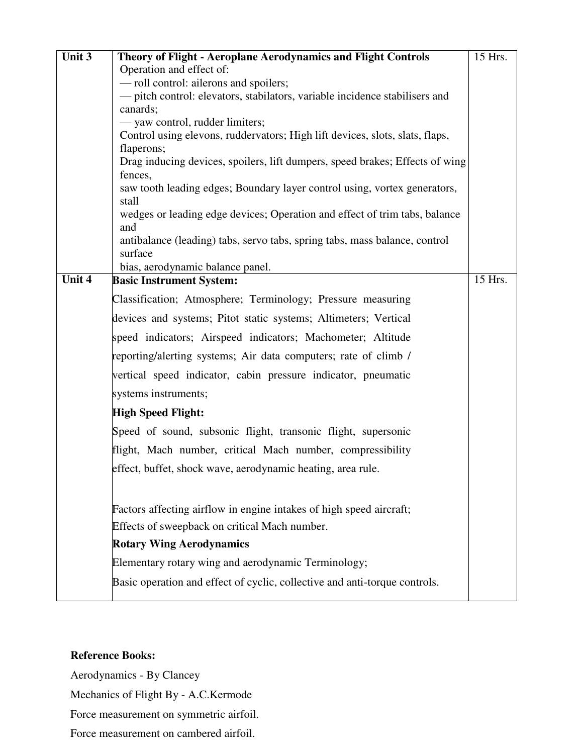| Unit 3 | **Theory of Flight - Aeroplane Aerodynamics and Flight Controls**<br>Operation and effect of:<br>— roll control: ailerons and spoilers;<br>— pitch control: elevators, stabilators, variable incidence stabilisers and canards;<br>— yaw control, rudder limiters;<br>Control using elevons, ruddervators; High lift devices, slots, slats, flaps, flaperons;<br>Drag inducing devices, spoilers, lift dumpers, speed brakes; Effects of wing fences,<br>saw tooth leading edges; Boundary layer control using, vortex generators, stall<br>wedges or leading edge devices; Operation and effect of trim tabs, balance and<br>antibalance (leading) tabs, servo tabs, spring tabs, mass balance, control surface<br>bias, aerodynamic balance panel. | 15 Hrs. |
|---|---|---|
| Unit 4 | **Basic Instrument System:**<br>Classification; Atmosphere; Terminology; Pressure measuring devices and systems; Pitot static systems; Altimeters; Vertical speed indicators; Airspeed indicators; Machometer; Altitude reporting/alerting systems; Air data computers; rate of climb / vertical speed indicator, cabin pressure indicator, pneumatic systems instruments;<br>**High Speed Flight:**<br>Speed of sound, subsonic flight, transonic flight, supersonic flight, Mach number, critical Mach number, compressibility effect, buffet, shock wave, aerodynamic heating, area rule.<br><br>Factors affecting airflow in engine intakes of high speed aircraft;<br>Effects of sweepback on critical Mach number.<br>**Rotary Wing Aerodynamics**<br>Elementary rotary wing and aerodynamic Terminology;<br>Basic operation and effect of cyclic, collective and anti-torque controls. | 15 Hrs. |

**Reference Books:**

Aerodynamics - By Clancey

Mechanics of Flight By - A.C.Kermode

Force measurement on symmetric airfoil.

Force measurement on cambered airfoil.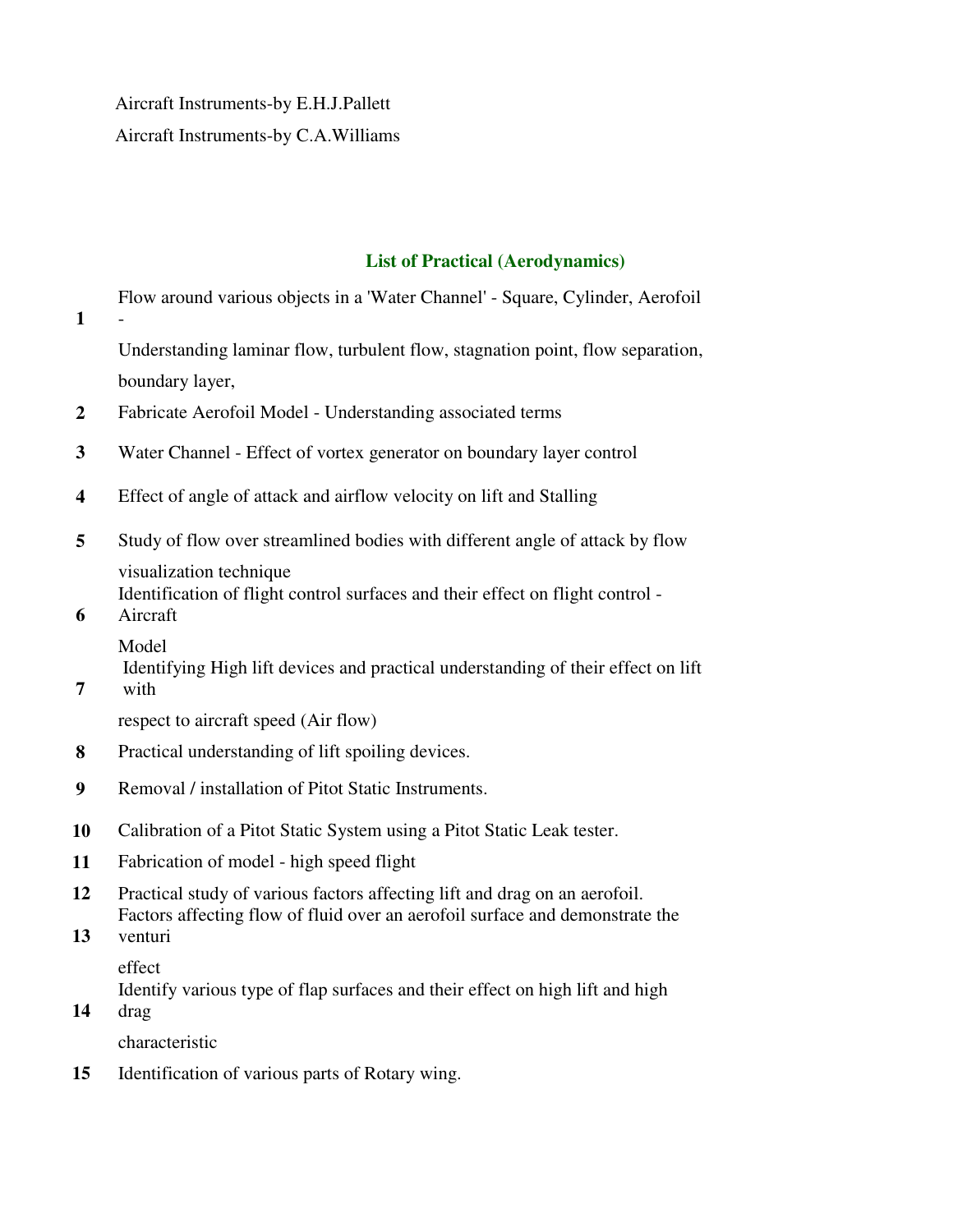Aircraft Instruments-by E.H.J.Pallett

Aircraft Instruments-by C.A.Williams

## List of Practical (Aerodynamics)

1. Flow around various objects in a 'Water Channel' - Square, Cylinder, Aerofoil - Understanding laminar flow, turbulent flow, stagnation point, flow separation, boundary layer,
2. Fabricate Aerofoil Model - Understanding associated terms
3. Water Channel - Effect of vortex generator on boundary layer control
4. Effect of angle of attack and airflow velocity on lift and Stalling
5. Study of flow over streamlined bodies with different angle of attack by flow visualization technique
6. Identification of flight control surfaces and their effect on flight control - Aircraft Model
7. Identifying High lift devices and practical understanding of their effect on lift with respect to aircraft speed (Air flow)
8. Practical understanding of lift spoiling devices.
9. Removal / installation of Pitot Static Instruments.
10. Calibration of a Pitot Static System using a Pitot Static Leak tester.
11. Fabrication of model - high speed flight
12. Practical study of various factors affecting lift and drag on an aerofoil.
13. Factors affecting flow of fluid over an aerofoil surface and demonstrate the venturi effect
14. Identify various type of flap surfaces and their effect on high lift and high drag characteristic
15. Identification of various parts of Rotary wing.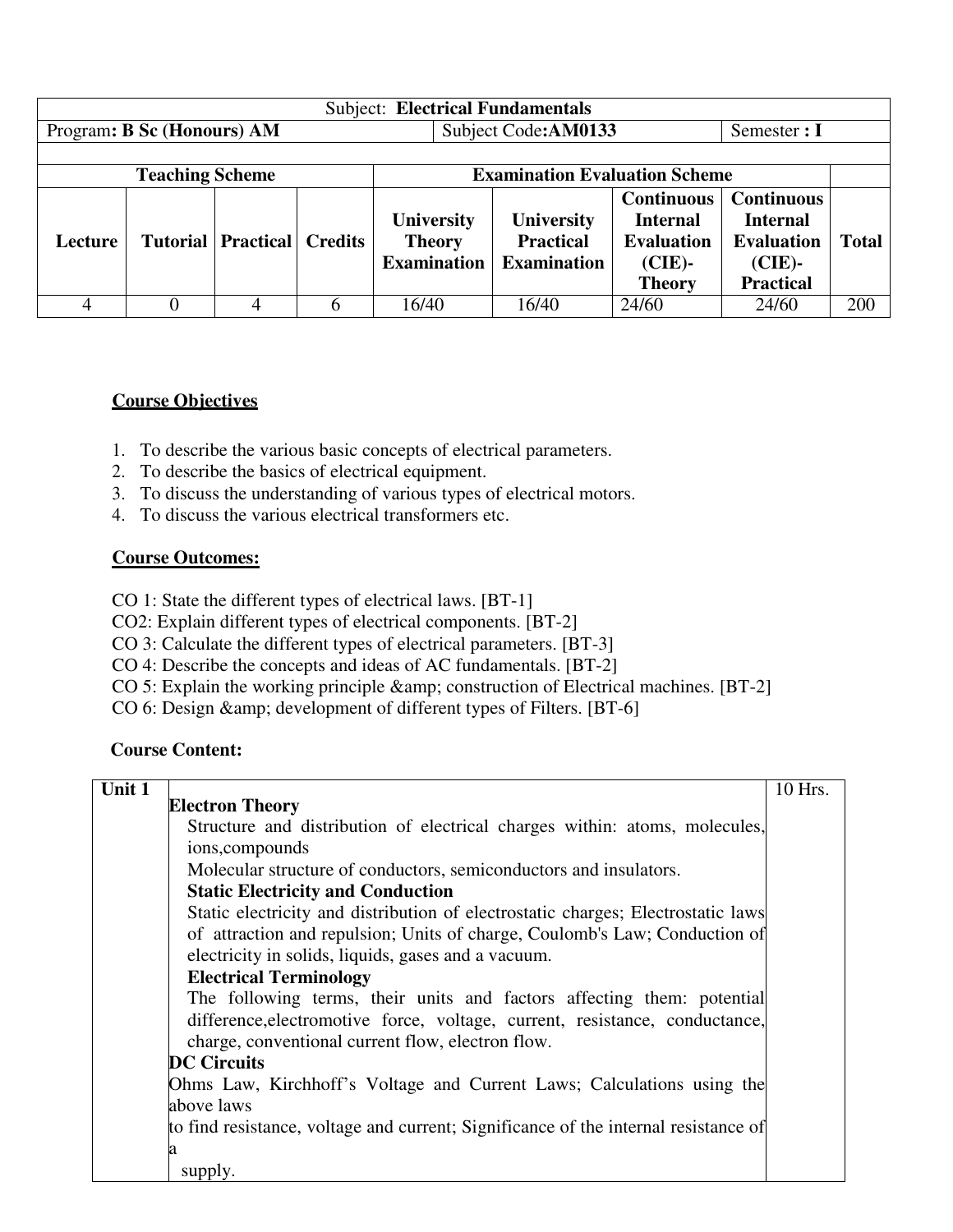| Subject: **Electrical Fundamentals** | | | | | | | | |
|---|---|---|---|---|---|---|---|---|
| Program**: B Sc (Honours) AM** | | | | Subject Code**:AM0133** | | | Semester **: I** | |
| | | | | | | | | |
| **Teaching Scheme** | | | | **Examination Evaluation Scheme** | | | | |
| **Lecture** | **Tutorial** | **Practical** | **Credits** | **University Theory Examination** | **University Practical Examination** | **Continuous Internal Evaluation (CIE)- Theory** | **Continuous Internal Evaluation (CIE)- Practical** | **Total** |
| 4 | 0 | 4 | 6 | 16/40 | 16/40 | 24/60 | 24/60 | 200 |

**Course Objectives**

1. To describe the various basic concepts of electrical parameters.
2. To describe the basics of electrical equipment.
3. To discuss the understanding of various types of electrical motors.
4. To discuss the various electrical transformers etc.

**Course Outcomes:**

CO 1: State the different types of electrical laws. [BT-1]
CO2: Explain different types of electrical components. [BT-2]
CO 3: Calculate the different types of electrical parameters. [BT-3]
CO 4: Describe the concepts and ideas of AC fundamentals. [BT-2]
CO 5: Explain the working principle &amp; construction of Electrical machines. [BT-2]
CO 6: Design &amp; development of different types of Filters. [BT-6]

**Course Content:**

| Unit 1 | | 10 Hrs. |
|---|---|---|
| | **Electron Theory**<br>Structure and distribution of electrical charges within: atoms, molecules, ions,compounds<br>Molecular structure of conductors, semiconductors and insulators.<br>**Static Electricity and Conduction**<br>Static electricity and distribution of electrostatic charges; Electrostatic laws of attraction and repulsion; Units of charge, Coulomb's Law; Conduction of electricity in solids, liquids, gases and a vacuum.<br>**Electrical Terminology**<br>The following terms, their units and factors affecting them: potential difference,electromotive force, voltage, current, resistance, conductance, charge, conventional current flow, electron flow.<br>**DC Circuits**<br>Ohms Law, Kirchhoff's Voltage and Current Laws; Calculations using the above laws<br>to find resistance, voltage and current; Significance of the internal resistance of a<br>supply. | |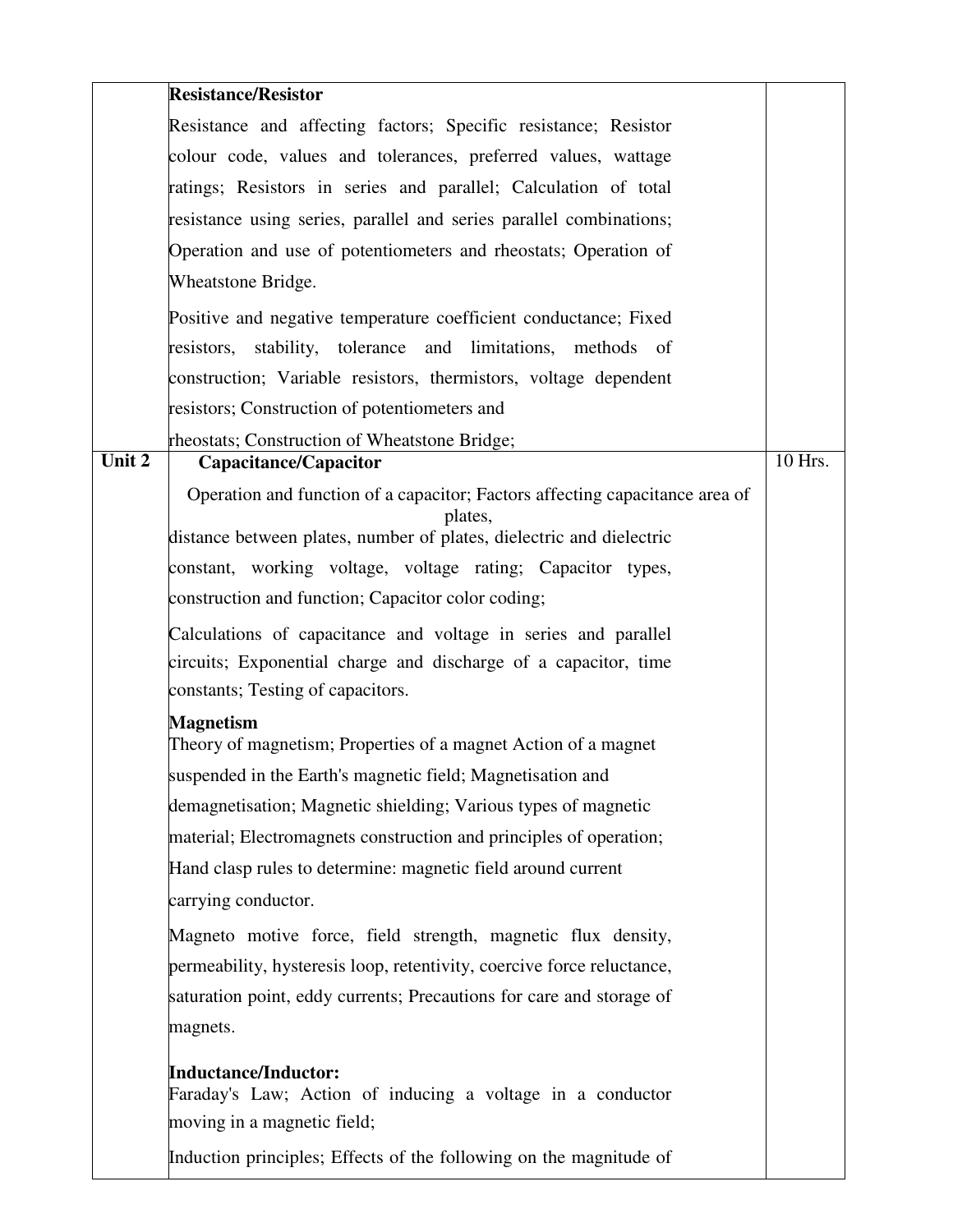| | | |
|---|---|---|
| | **Resistance/Resistor**<br>Resistance and affecting factors; Specific resistance; Resistor colour code, values and tolerances, preferred values, wattage ratings; Resistors in series and parallel; Calculation of total resistance using series, parallel and series parallel combinations; Operation and use of potentiometers and rheostats; Operation of Wheatstone Bridge.<br>Positive and negative temperature coefficient conductance; Fixed resistors, stability, tolerance and limitations, methods of construction; Variable resistors, thermistors, voltage dependent resistors; Construction of potentiometers and rheostats; Construction of Wheatstone Bridge; | |
| **Unit 2** | **Capacitance/Capacitor**<br>Operation and function of a capacitor; Factors affecting capacitance area of plates, distance between plates, number of plates, dielectric and dielectric constant, working voltage, voltage rating; Capacitor types, construction and function; Capacitor color coding;<br>Calculations of capacitance and voltage in series and parallel circuits; Exponential charge and discharge of a capacitor, time constants; Testing of capacitors.<br>**Magnetism**<br>Theory of magnetism; Properties of a magnet Action of a magnet suspended in the Earth's magnetic field; Magnetisation and demagnetisation; Magnetic shielding; Various types of magnetic material; Electromagnets construction and principles of operation; Hand clasp rules to determine: magnetic field around current carrying conductor.<br>Magneto motive force, field strength, magnetic flux density, permeability, hysteresis loop, retentivity, coercive force reluctance, saturation point, eddy currents; Precautions for care and storage of magnets.<br>**Inductance/Inductor:**<br>Faraday's Law; Action of inducing a voltage in a conductor moving in a magnetic field;<br>Induction principles; Effects of the following on the magnitude of | 10 Hrs. |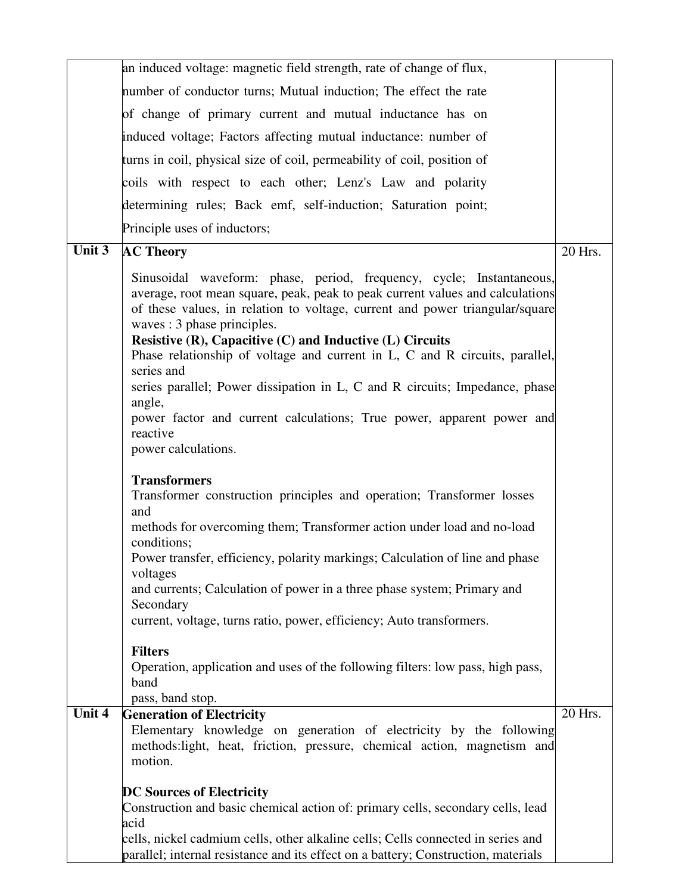| | | |
|---|---|---|
| | an induced voltage: magnetic field strength, rate of change of flux, number of conductor turns; Mutual induction; The effect the rate of change of primary current and mutual inductance has on induced voltage; Factors affecting mutual inductance: number of turns in coil, physical size of coil, permeability of coil, position of coils with respect to each other; Lenz's Law and polarity determining rules; Back emf, self-induction; Saturation point; Principle uses of inductors; | |
| **Unit 3** | **AC Theory**<br><br>Sinusoidal waveform: phase, period, frequency, cycle; Instantaneous, average, root mean square, peak, peak to peak current values and calculations of these values, in relation to voltage, current and power triangular/square waves : 3 phase principles.<br>**Resistive (R), Capacitive (C) and Inductive (L) Circuits**<br>Phase relationship of voltage and current in L, C and R circuits, parallel, series and series parallel; Power dissipation in L, C and R circuits; Impedance, phase angle, power factor and current calculations; True power, apparent power and reactive power calculations.<br><br>**Transformers**<br>Transformer construction principles and operation; Transformer losses and methods for overcoming them; Transformer action under load and no-load conditions; Power transfer, efficiency, polarity markings; Calculation of line and phase voltages and currents; Calculation of power in a three phase system; Primary and Secondary current, voltage, turns ratio, power, efficiency; Auto transformers.<br><br>**Filters**<br>Operation, application and uses of the following filters: low pass, high pass, band pass, band stop. | 20 Hrs. |
| **Unit 4** | **Generation of Electricity**<br>Elementary knowledge on generation of electricity by the following methods:light, heat, friction, pressure, chemical action, magnetism and motion.<br><br>**DC Sources of Electricity**<br>Construction and basic chemical action of: primary cells, secondary cells, lead acid cells, nickel cadmium cells, other alkaline cells; Cells connected in series and parallel; internal resistance and its effect on a battery; Construction, materials | 20 Hrs. |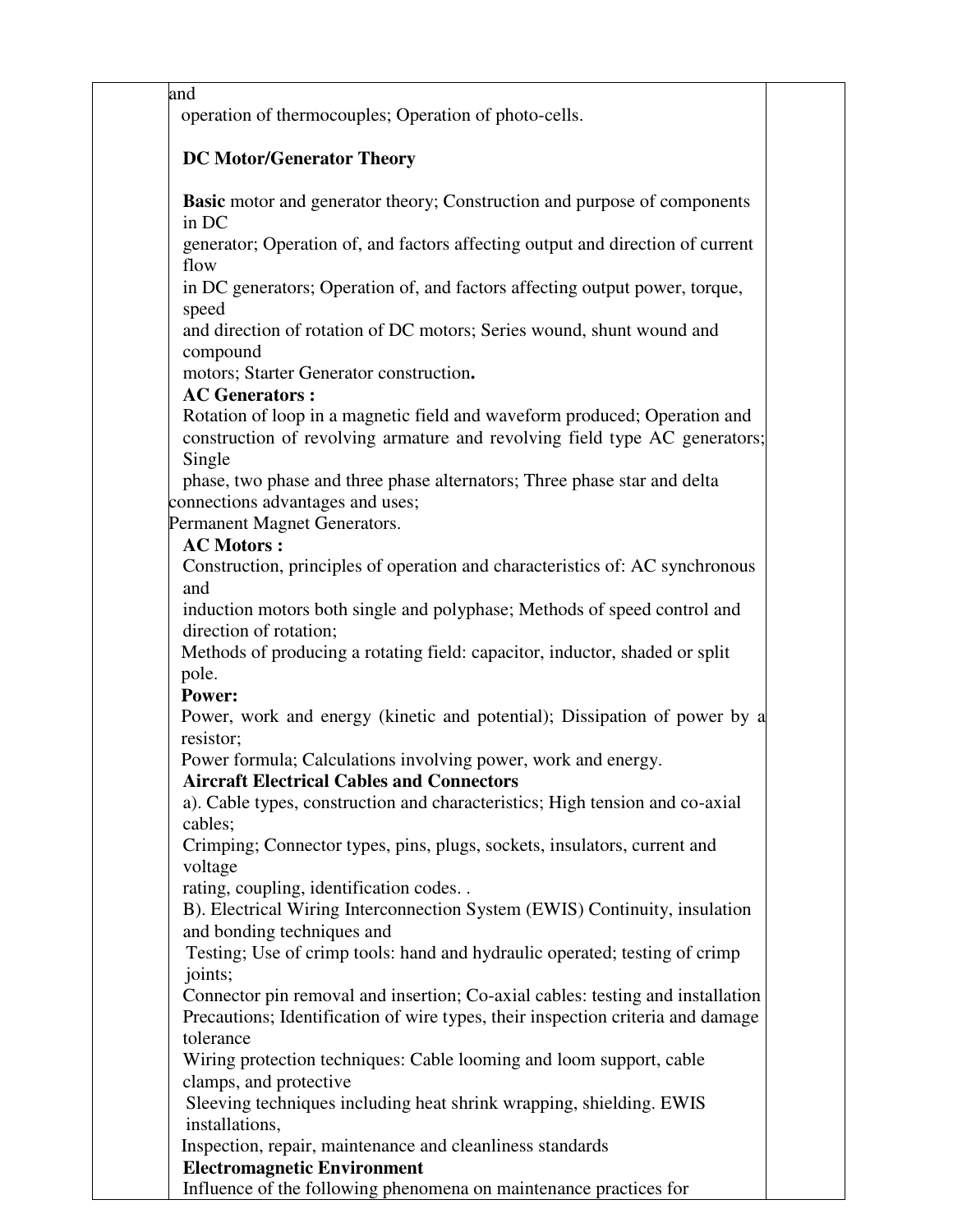| | and<br>operation of thermocouples; Operation of photo-cells.<br><br>**DC Motor/Generator Theory**<br><br>**Basic** motor and generator theory; Construction and purpose of components in DC<br>generator; Operation of, and factors affecting output and direction of current flow<br>in DC generators; Operation of, and factors affecting output power, torque, speed<br>and direction of rotation of DC motors; Series wound, shunt wound and compound<br>motors; Starter Generator construction**.**<br>**AC Generators :**<br>Rotation of loop in a magnetic field and waveform produced; Operation and construction of revolving armature and revolving field type AC generators; Single<br>phase, two phase and three phase alternators; Three phase star and delta connections advantages and uses;<br>Permanent Magnet Generators.<br>**AC Motors :**<br>Construction, principles of operation and characteristics of: AC synchronous and<br>induction motors both single and polyphase; Methods of speed control and direction of rotation;<br>Methods of producing a rotating field: capacitor, inductor, shaded or split pole.<br>**Power:**<br>Power, work and energy (kinetic and potential); Dissipation of power by a resistor;<br>Power formula; Calculations involving power, work and energy.<br>**Aircraft Electrical Cables and Connectors**<br>a). Cable types, construction and characteristics; High tension and co-axial cables;<br>Crimping; Connector types, pins, plugs, sockets, insulators, current and voltage<br>rating, coupling, identification codes. .<br>B). Electrical Wiring Interconnection System (EWIS) Continuity, insulation and bonding techniques and<br>Testing; Use of crimp tools: hand and hydraulic operated; testing of crimp joints;<br>Connector pin removal and insertion; Co-axial cables: testing and installation<br>Precautions; Identification of wire types, their inspection criteria and damage tolerance<br>Wiring protection techniques: Cable looming and loom support, cable clamps, and protective<br>Sleeving techniques including heat shrink wrapping, shielding. EWIS installations,<br>Inspection, repair, maintenance and cleanliness standards<br>**Electromagnetic Environment**<br>Influence of the following phenomena on maintenance practices for | |
|---|---|---|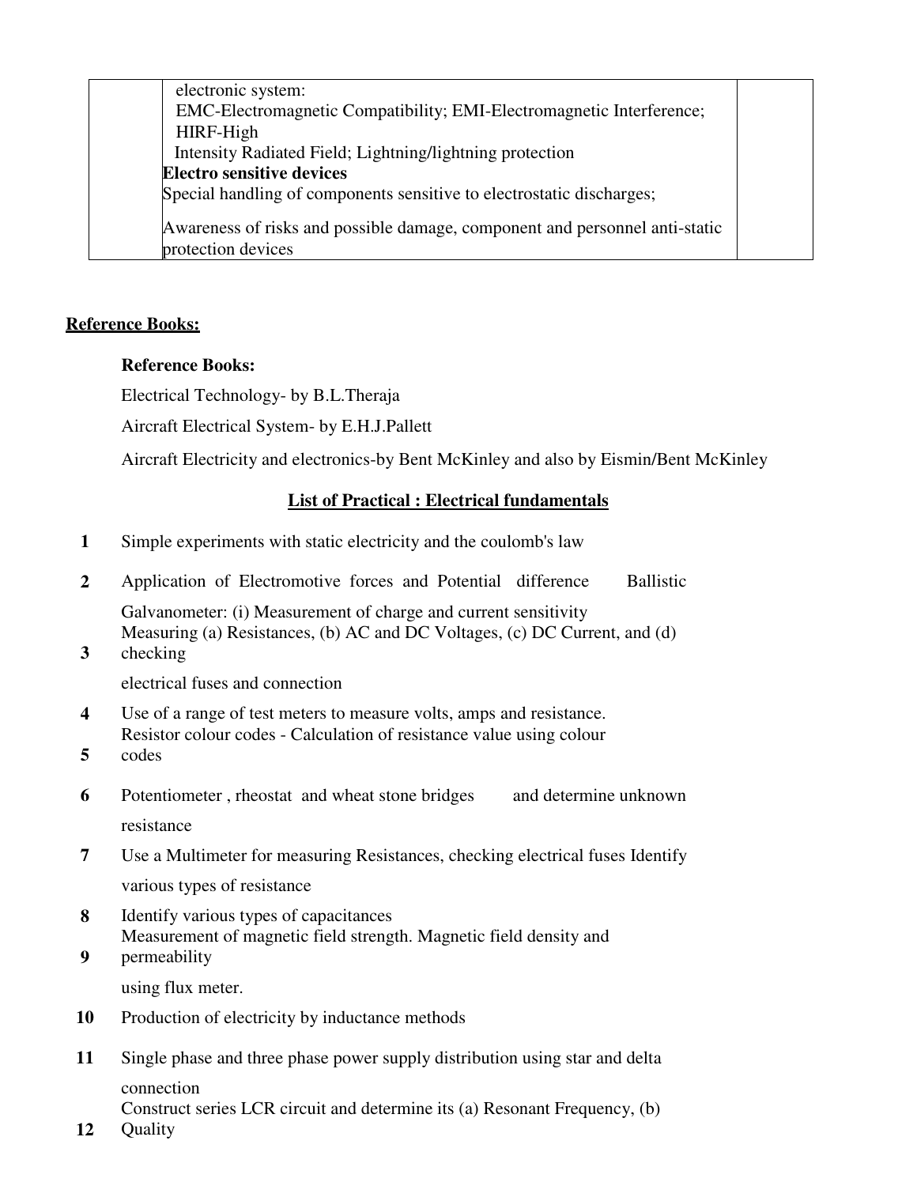| | electronic system:<br>EMC-Electromagnetic Compatibility; EMI-Electromagnetic Interference; HIRF-High Intensity Radiated Field; Lightning/lightning protection<br>**Electro sensitive devices**<br>Special handling of components sensitive to electrostatic discharges;<br>Awareness of risks and possible damage, component and personnel anti-static protection devices | |
|---|---|---|

**Reference Books:**

**Reference Books:**

Electrical Technology- by B.L.Theraja

Aircraft Electrical System- by E.H.J.Pallett

Aircraft Electricity and electronics-by Bent McKinley and also by Eismin/Bent McKinley

## List of Practical : Electrical fundamentals

1. Simple experiments with static electricity and the coulomb's law
2. Application of Electromotive forces and Potential difference Ballistic Galvanometer: (i) Measurement of charge and current sensitivity
3. Measuring (a) Resistances, (b) AC and DC Voltages, (c) DC Current, and (d) checking electrical fuses and connection
4. Use of a range of test meters to measure volts, amps and resistance.
5. Resistor colour codes - Calculation of resistance value using colour codes
6. Potentiometer , rheostat and wheat stone bridges and determine unknown resistance
7. Use a Multimeter for measuring Resistances, checking electrical fuses Identify various types of resistance
8. Identify various types of capacitances
9. Measurement of magnetic field strength. Magnetic field density and permeability using flux meter.
10. Production of electricity by inductance methods
11. Single phase and three phase power supply distribution using star and delta connection
12. Construct series LCR circuit and determine its (a) Resonant Frequency, (b) Quality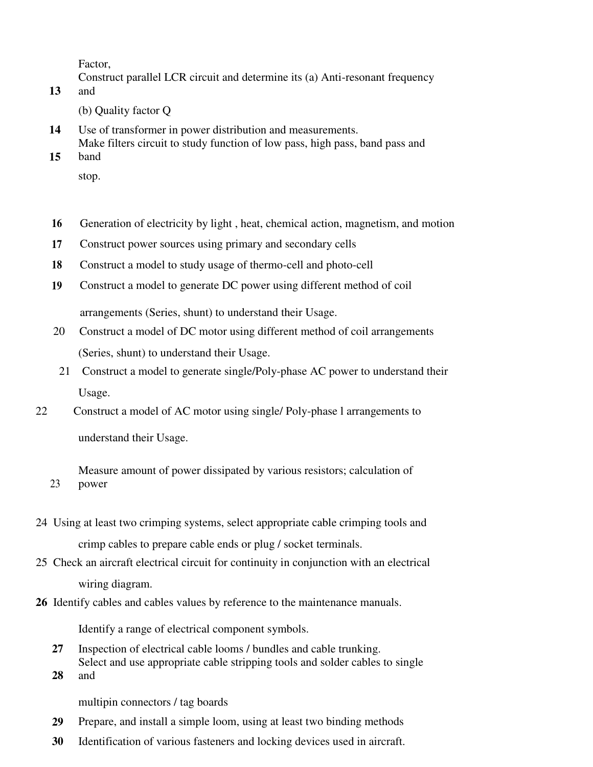Factor,

13 Construct parallel LCR circuit and determine its (a) Anti-resonant frequency and (b) Quality factor Q

14 Use of transformer in power distribution and measurements.

15 Make filters circuit to study function of low pass, high pass, band pass and band stop.

16 Generation of electricity by light , heat, chemical action, magnetism, and motion

17 Construct power sources using primary and secondary cells

18 Construct a model to study usage of thermo-cell and photo-cell

19 Construct a model to generate DC power using different method of coil arrangements (Series, shunt) to understand their Usage.

20 Construct a model of DC motor using different method of coil arrangements (Series, shunt) to understand their Usage.

21 Construct a model to generate single/Poly-phase AC power to understand their Usage.

22 Construct a model of AC motor using single/ Poly-phase l arrangements to understand their Usage.

23 Measure amount of power dissipated by various resistors; calculation of power

24 Using at least two crimping systems, select appropriate cable crimping tools and crimp cables to prepare cable ends or plug / socket terminals.

25 Check an aircraft electrical circuit for continuity in conjunction with an electrical wiring diagram.

26 Identify cables and cables values by reference to the maintenance manuals.

Identify a range of electrical component symbols.

27 Inspection of electrical cable looms / bundles and cable trunking.

28 Select and use appropriate cable stripping tools and solder cables to single and multipin connectors / tag boards

29 Prepare, and install a simple loom, using at least two binding methods

30 Identification of various fasteners and locking devices used in aircraft.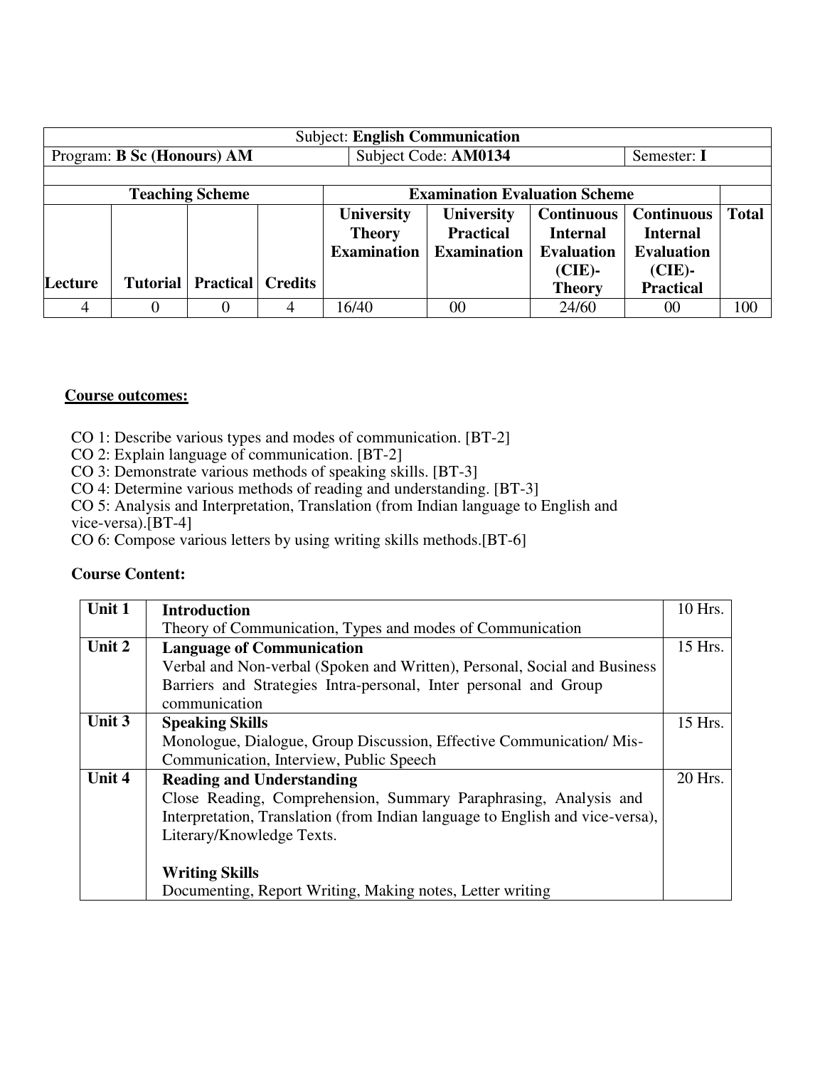| Subject: **English Communication** | | | | | | | | |
|---|---|---|---|---|---|---|---|---|
| Program: **B Sc (Honours) AM** | | | | Subject Code: **AM0134** | | | Semester: **I** | |
| | | | | | | | | |
| **Teaching Scheme** | | | | **Examination Evaluation Scheme** | | | | |
| **Lecture** | **Tutorial** | **Practical** | **Credits** | **University Theory Examination** | **University Practical Examination** | **Continuous Internal Evaluation (CIE)- Theory** | **Continuous Internal Evaluation (CIE)- Practical** | **Total** |
| 4 | 0 | 0 | 4 | 16/40 | 00 | 24/60 | 00 | 100 |

**Course outcomes:**

CO 1: Describe various types and modes of communication. [BT-2]
CO 2: Explain language of communication. [BT-2]
CO 3: Demonstrate various methods of speaking skills. [BT-3]
CO 4: Determine various methods of reading and understanding. [BT-3]
CO 5: Analysis and Interpretation, Translation (from Indian language to English and vice-versa).[BT-4]
CO 6: Compose various letters by using writing skills methods.[BT-6]

**Course Content:**

| Unit | Content | Hours |
|---|---|---|
| **Unit 1** | **Introduction**<br>Theory of Communication, Types and modes of Communication | 10 Hrs. |
| **Unit 2** | **Language of Communication**<br>Verbal and Non-verbal (Spoken and Written), Personal, Social and Business Barriers and Strategies Intra-personal, Inter personal and Group communication | 15 Hrs. |
| **Unit 3** | **Speaking Skills**<br>Monologue, Dialogue, Group Discussion, Effective Communication/ Mis-Communication, Interview, Public Speech | 15 Hrs. |
| **Unit 4** | **Reading and Understanding**<br>Close Reading, Comprehension, Summary Paraphrasing, Analysis and Interpretation, Translation (from Indian language to English and vice-versa), Literary/Knowledge Texts.<br><br>**Writing Skills**<br>Documenting, Report Writing, Making notes, Letter writing | 20 Hrs. |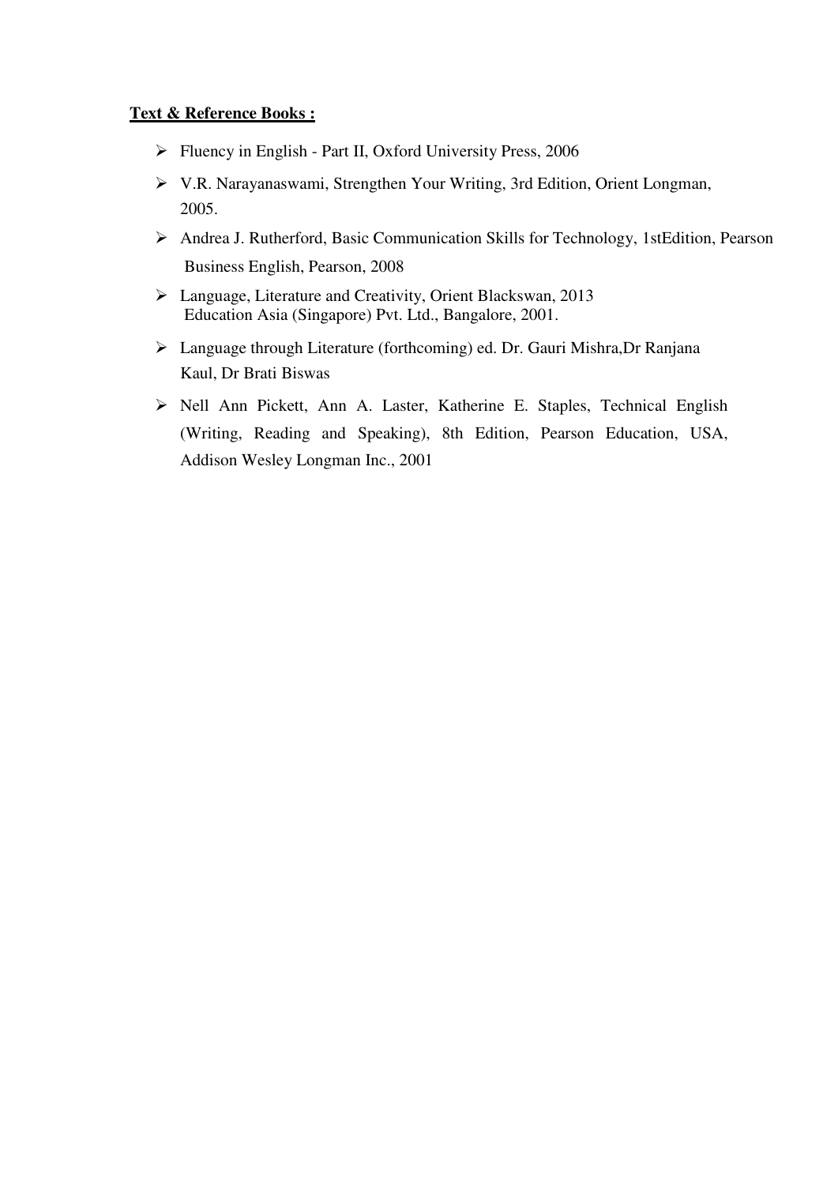**Text & Reference Books :**

- Fluency in English - Part II, Oxford University Press, 2006
- V.R. Narayanaswami, Strengthen Your Writing, 3rd Edition, Orient Longman, 2005.
- Andrea J. Rutherford, Basic Communication Skills for Technology, 1stEdition, Pearson Business English, Pearson, 2008
- Language, Literature and Creativity, Orient Blackswan, 2013 Education Asia (Singapore) Pvt. Ltd., Bangalore, 2001.
- Language through Literature (forthcoming) ed. Dr. Gauri Mishra,Dr Ranjana Kaul, Dr Brati Biswas
- Nell Ann Pickett, Ann A. Laster, Katherine E. Staples, Technical English (Writing, Reading and Speaking), 8th Edition, Pearson Education, USA, Addison Wesley Longman Inc., 2001